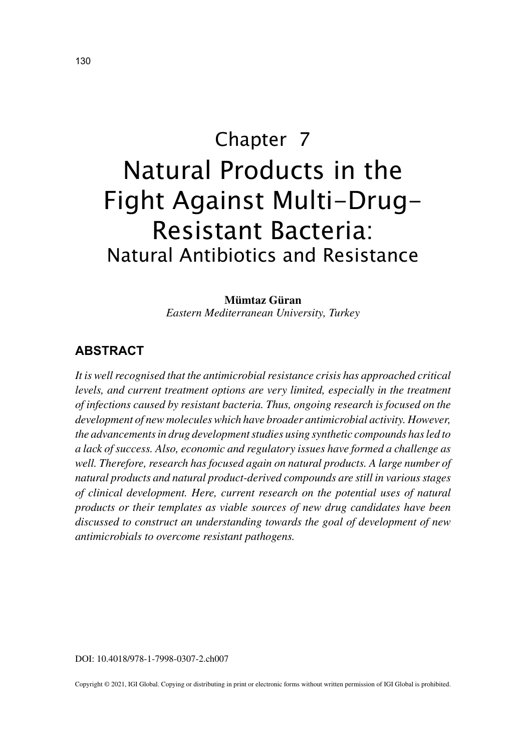# Chapter 7

# Natural Products in the Fight Against Multi-Drug-Resistant Bacteria:

## Natural Antibiotics and Resistance

**Mümtaz Güran**
*Eastern Mediterranean University, Turkey*

## ABSTRACT

*It is well recognised that the antimicrobial resistance crisis has approached critical levels, and current treatment options are very limited, especially in the treatment of infections caused by resistant bacteria. Thus, ongoing research is focused on the development of new molecules which have broader antimicrobial activity. However, the advancements in drug development studies using synthetic compounds has led to a lack of success. Also, economic and regulatory issues have formed a challenge as well. Therefore, research has focused again on natural products. A large number of natural products and natural product-derived compounds are still in various stages of clinical development. Here, current research on the potential uses of natural products or their templates as viable sources of new drug candidates have been discussed to construct an understanding towards the goal of development of new antimicrobials to overcome resistant pathogens.*

DOI: 10.4018/978-1-7998-0307-2.ch007

Copyright © 2021, IGI Global. Copying or distributing in print or electronic forms without written permission of IGI Global is prohibited.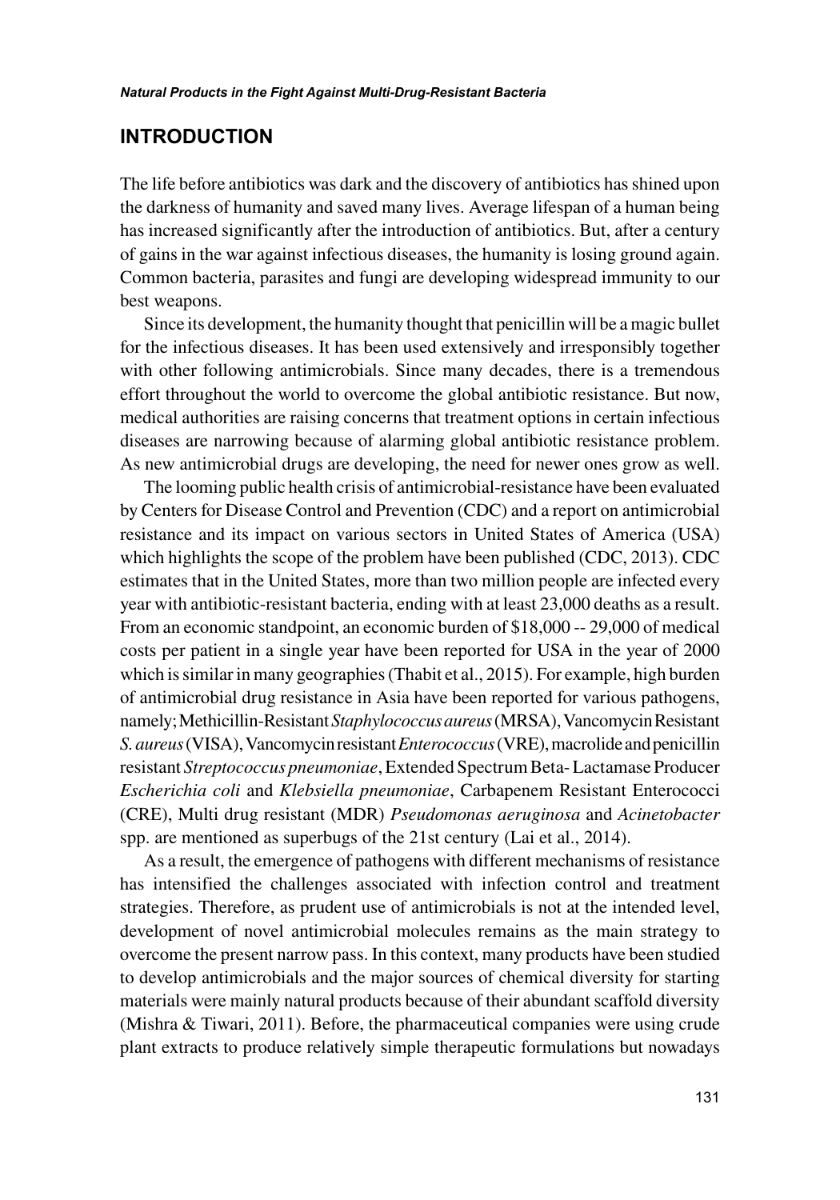## INTRODUCTION

The life before antibiotics was dark and the discovery of antibiotics has shined upon the darkness of humanity and saved many lives. Average lifespan of a human being has increased significantly after the introduction of antibiotics. But, after a century of gains in the war against infectious diseases, the humanity is losing ground again. Common bacteria, parasites and fungi are developing widespread immunity to our best weapons.

Since its development, the humanity thought that penicillin will be a magic bullet for the infectious diseases. It has been used extensively and irresponsibly together with other following antimicrobials. Since many decades, there is a tremendous effort throughout the world to overcome the global antibiotic resistance. But now, medical authorities are raising concerns that treatment options in certain infectious diseases are narrowing because of alarming global antibiotic resistance problem. As new antimicrobial drugs are developing, the need for newer ones grow as well.

The looming public health crisis of antimicrobial-resistance have been evaluated by Centers for Disease Control and Prevention (CDC) and a report on antimicrobial resistance and its impact on various sectors in United States of America (USA) which highlights the scope of the problem have been published (CDC, 2013). CDC estimates that in the United States, more than two million people are infected every year with antibiotic-resistant bacteria, ending with at least 23,000 deaths as a result. From an economic standpoint, an economic burden of $18,000 -- 29,000 of medical costs per patient in a single year have been reported for USA in the year of 2000 which is similar in many geographies (Thabit et al., 2015). For example, high burden of antimicrobial drug resistance in Asia have been reported for various pathogens, namely; Methicillin-Resistant *Staphylococcus aureus* (MRSA), Vancomycin Resistant *S. aureus* (VISA), Vancomycin resistant *Enterococcus* (VRE), macrolide and penicillin resistant *Streptococcus pneumoniae*, Extended Spectrum Beta- Lactamase Producer *Escherichia coli* and *Klebsiella pneumoniae*, Carbapenem Resistant Enterococci (CRE), Multi drug resistant (MDR) *Pseudomonas aeruginosa* and *Acinetobacter* spp. are mentioned as superbugs of the 21st century (Lai et al., 2014).

As a result, the emergence of pathogens with different mechanisms of resistance has intensified the challenges associated with infection control and treatment strategies. Therefore, as prudent use of antimicrobials is not at the intended level, development of novel antimicrobial molecules remains as the main strategy to overcome the present narrow pass. In this context, many products have been studied to develop antimicrobials and the major sources of chemical diversity for starting materials were mainly natural products because of their abundant scaffold diversity (Mishra & Tiwari, 2011). Before, the pharmaceutical companies were using crude plant extracts to produce relatively simple therapeutic formulations but nowadays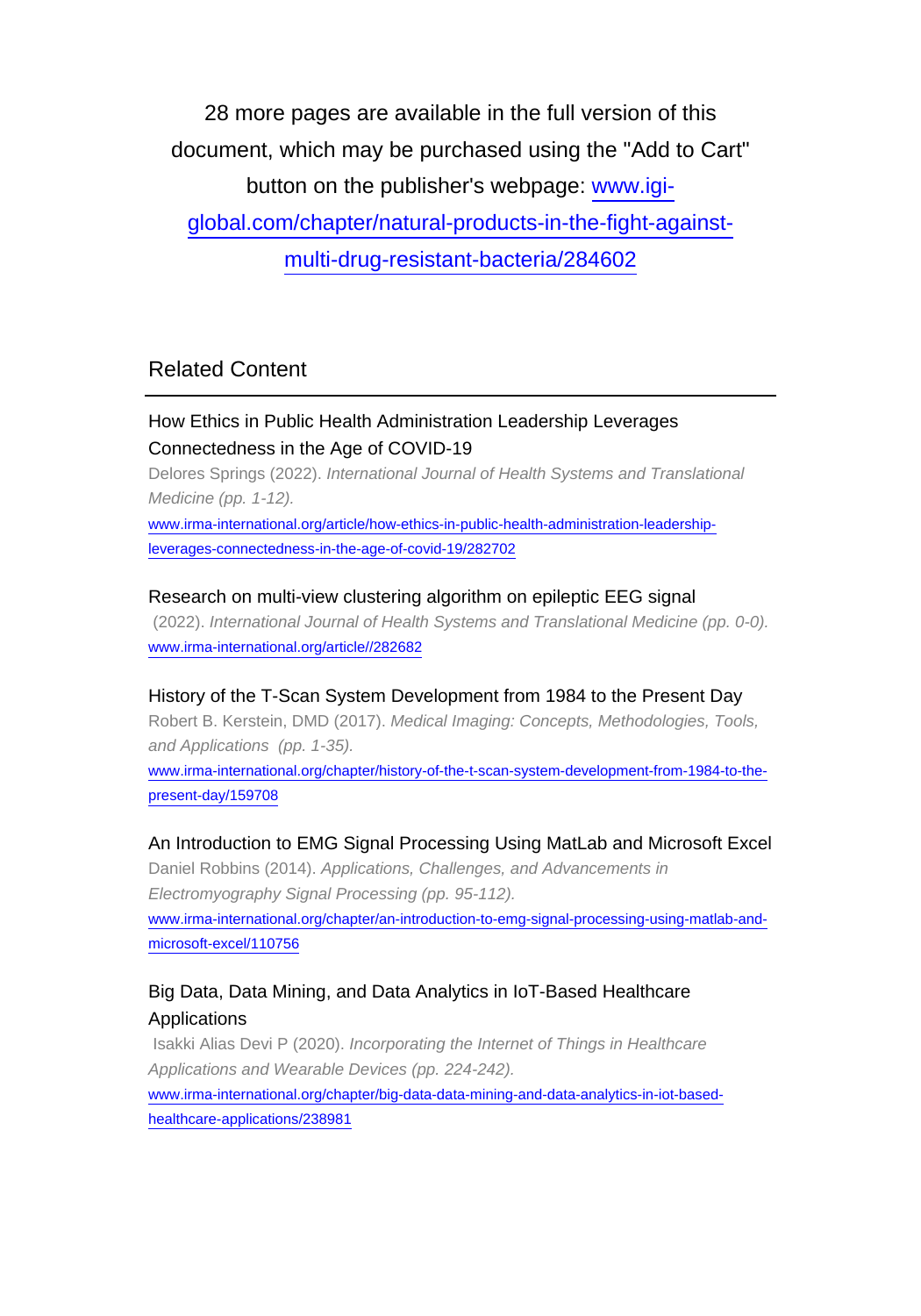28 more pages are available in the full version of this document, which may be purchased using the "Add to Cart" button on the publisher's webpage: www.igi-global.com/chapter/natural-products-in-the-fight-against-multi-drug-resistant-bacteria/284602

## Related Content

How Ethics in Public Health Administration Leadership Leverages Connectedness in the Age of COVID-19
Delores Springs (2022). *International Journal of Health Systems and Translational Medicine (pp. 1-12).*
www.irma-international.org/article/how-ethics-in-public-health-administration-leadership-leverages-connectedness-in-the-age-of-covid-19/282702

Research on multi-view clustering algorithm on epileptic EEG signal
(2022). *International Journal of Health Systems and Translational Medicine (pp. 0-0).*
www.irma-international.org/article//282682

History of the T-Scan System Development from 1984 to the Present Day
Robert B. Kerstein, DMD (2017). *Medical Imaging: Concepts, Methodologies, Tools, and Applications (pp. 1-35).*
www.irma-international.org/chapter/history-of-the-t-scan-system-development-from-1984-to-the-present-day/159708

An Introduction to EMG Signal Processing Using MatLab and Microsoft Excel
Daniel Robbins (2014). *Applications, Challenges, and Advancements in Electromyography Signal Processing (pp. 95-112).*
www.irma-international.org/chapter/an-introduction-to-emg-signal-processing-using-matlab-and-microsoft-excel/110756

Big Data, Data Mining, and Data Analytics in IoT-Based Healthcare Applications
Isakki Alias Devi P (2020). *Incorporating the Internet of Things in Healthcare Applications and Wearable Devices (pp. 224-242).*
www.irma-international.org/chapter/big-data-data-mining-and-data-analytics-in-iot-based-healthcare-applications/238981